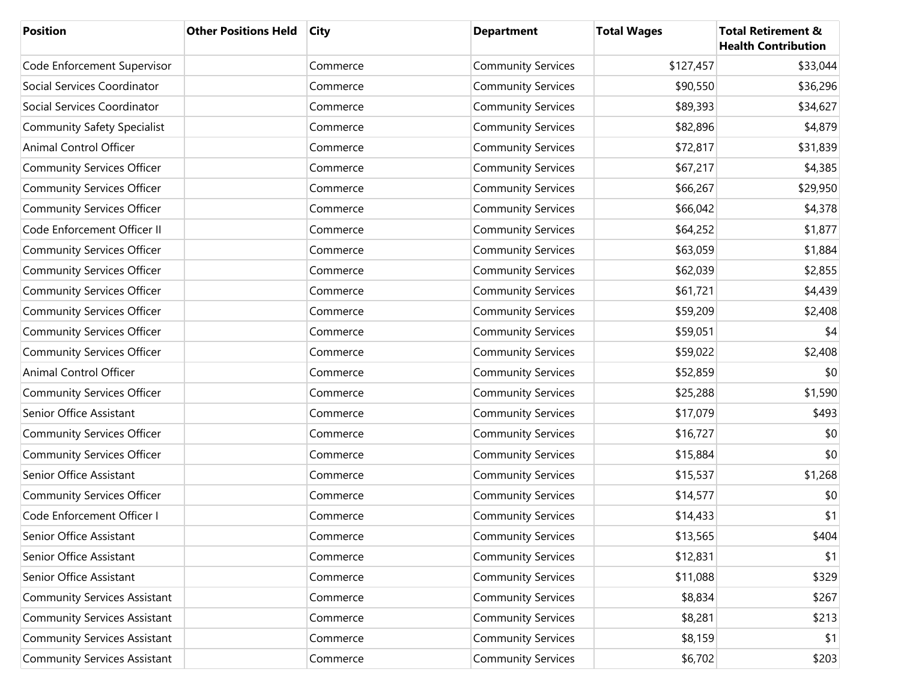| Position | Other Positions Held | City | Department | Total Wages | Total Retirement & Health Contribution |
| --- | --- | --- | --- | --- | --- |
| Code Enforcement Supervisor | | Commerce | Community Services | $127,457 | $33,044 |
| Social Services Coordinator | | Commerce | Community Services | $90,550 | $36,296 |
| Social Services Coordinator | | Commerce | Community Services | $89,393 | $34,627 |
| Community Safety Specialist | | Commerce | Community Services | $82,896 | $4,879 |
| Animal Control Officer | | Commerce | Community Services | $72,817 | $31,839 |
| Community Services Officer | | Commerce | Community Services | $67,217 | $4,385 |
| Community Services Officer | | Commerce | Community Services | $66,267 | $29,950 |
| Community Services Officer | | Commerce | Community Services | $66,042 | $4,378 |
| Code Enforcement Officer II | | Commerce | Community Services | $64,252 | $1,877 |
| Community Services Officer | | Commerce | Community Services | $63,059 | $1,884 |
| Community Services Officer | | Commerce | Community Services | $62,039 | $2,855 |
| Community Services Officer | | Commerce | Community Services | $61,721 | $4,439 |
| Community Services Officer | | Commerce | Community Services | $59,209 | $2,408 |
| Community Services Officer | | Commerce | Community Services | $59,051 | $4 |
| Community Services Officer | | Commerce | Community Services | $59,022 | $2,408 |
| Animal Control Officer | | Commerce | Community Services | $52,859 | $0 |
| Community Services Officer | | Commerce | Community Services | $25,288 | $1,590 |
| Senior Office Assistant | | Commerce | Community Services | $17,079 | $493 |
| Community Services Officer | | Commerce | Community Services | $16,727 | $0 |
| Community Services Officer | | Commerce | Community Services | $15,884 | $0 |
| Senior Office Assistant | | Commerce | Community Services | $15,537 | $1,268 |
| Community Services Officer | | Commerce | Community Services | $14,577 | $0 |
| Code Enforcement Officer I | | Commerce | Community Services | $14,433 | $1 |
| Senior Office Assistant | | Commerce | Community Services | $13,565 | $404 |
| Senior Office Assistant | | Commerce | Community Services | $12,831 | $1 |
| Senior Office Assistant | | Commerce | Community Services | $11,088 | $329 |
| Community Services Assistant | | Commerce | Community Services | $8,834 | $267 |
| Community Services Assistant | | Commerce | Community Services | $8,281 | $213 |
| Community Services Assistant | | Commerce | Community Services | $8,159 | $1 |
| Community Services Assistant | | Commerce | Community Services | $6,702 | $203 |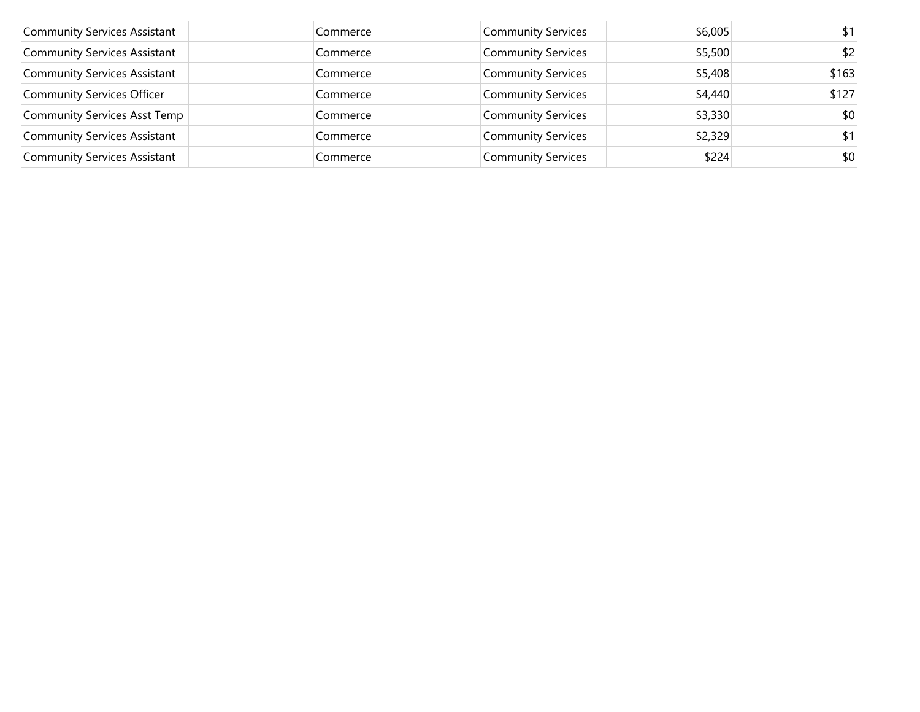| | | | | | |
|---|---|---|---|---|---|
| Community Services Assistant | | Commerce | Community Services | $6,005 | $1 |
| Community Services Assistant | | Commerce | Community Services | $5,500 | $2 |
| Community Services Assistant | | Commerce | Community Services | $5,408 | $163 |
| Community Services Officer | | Commerce | Community Services | $4,440 | $127 |
| Community Services Asst Temp | | Commerce | Community Services | $3,330 | $0 |
| Community Services Assistant | | Commerce | Community Services | $2,329 | $1 |
| Community Services Assistant | | Commerce | Community Services | $224 | $0 |